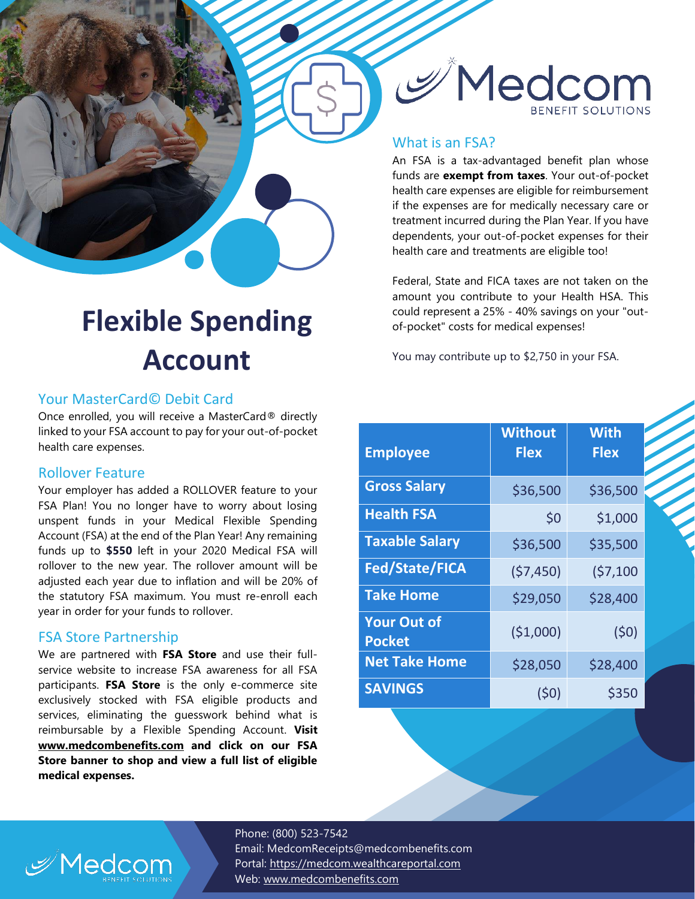# Flexible Spending Account

## What is an FSA?

An FSA is a tax-advantaged benefit plan whose funds are **exempt from taxes**. Your out-of-pocket health care expenses are eligible for reimbursement if the expenses are for medically necessary care or treatment incurred during the Plan Year. If you have dependents, your out-of-pocket expenses for their health care and treatments are eligible too!

Federal, State and FICA taxes are not taken on the amount you contribute to your Health HSA. This could represent a 25% - 40% savings on your "out-of-pocket" costs for medical expenses!

You may contribute up to $2,750 in your FSA.

## Your MasterCard© Debit Card

Once enrolled, you will receive a MasterCard® directly linked to your FSA account to pay for your out-of-pocket health care expenses.

## Rollover Feature

Your employer has added a ROLLOVER feature to your FSA Plan! You no longer have to worry about losing unspent funds in your Medical Flexible Spending Account (FSA) at the end of the Plan Year! Any remaining funds up to **$550** left in your 2020 Medical FSA will rollover to the new year. The rollover amount will be adjusted each year due to inflation and will be 20% of the statutory FSA maximum. You must re-enroll each year in order for your funds to rollover.

## FSA Store Partnership

We are partnered with **FSA Store** and use their full-service website to increase FSA awareness for all FSA participants. **FSA Store** is the only e-commerce site exclusively stocked with FSA eligible products and services, eliminating the guesswork behind what is reimbursable by a Flexible Spending Account. **Visit www.medcombenefits.com and click on our FSA Store banner to shop and view a full list of eligible medical expenses.**

| Employee | Without Flex | With Flex |
|---|---|---|
| Gross Salary | $36,500 | $36,500 |
| Health FSA | $0 | $1,000 |
| Taxable Salary | $36,500 | $35,500 |
| Fed/State/FICA | ($7,450) | ($7,100 |
| Take Home | $29,050 | $28,400 |
| Your Out of Pocket | ($1,000) | ($0) |
| Net Take Home | $28,050 | $28,400 |
| SAVINGS | ($0) | $350 |

Phone: (800) 523-7542
Email: MedcomReceipts@medcombenefits.com
Portal: https://medcom.wealthcareportal.com
Web: www.medcombenefits.com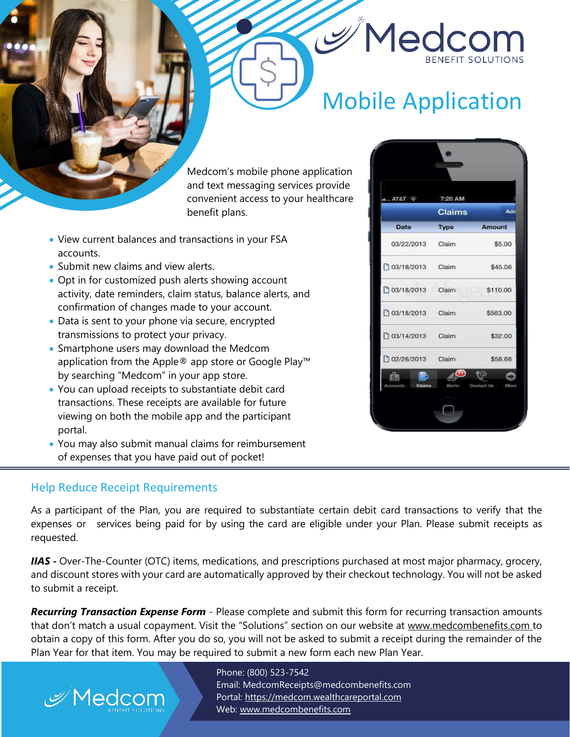# Medcom Benefit Solutions

# Mobile Application

Medcom's mobile phone application and text messaging services provide convenient access to your healthcare benefit plans.

- View current balances and transactions in your FSA accounts.
- Submit new claims and view alerts.
- Opt in for customized push alerts showing account activity, date reminders, claim status, balance alerts, and confirmation of changes made to your account.
- Data is sent to your phone via secure, encrypted transmissions to protect your privacy.
- Smartphone users may download the Medcom application from the Apple® app store or Google Play™ by searching "Medcom" in your app store.
- You can upload receipts to substantiate debit card transactions. These receipts are available for future viewing on both the mobile app and the participant portal.
- You may also submit manual claims for reimbursement of expenses that you have paid out of pocket!

## Help Reduce Receipt Requirements

As a participant of the Plan, you are required to substantiate certain debit card transactions to verify that the expenses or services being paid for by using the card are eligible under your Plan. Please submit receipts as requested.

***IIAS -*** Over-The-Counter (OTC) items, medications, and prescriptions purchased at most major pharmacy, grocery, and discount stores with your card are automatically approved by their checkout technology. You will not be asked to submit a receipt.

***Recurring Transaction Expense Form*** - Please complete and submit this form for recurring transaction amounts that don't match a usual copayment. Visit the "Solutions" section on our website at www.medcombenefits.com to obtain a copy of this form. After you do so, you will not be asked to submit a receipt during the remainder of the Plan Year for that item. You may be required to submit a new form each new Plan Year.

Medcom Benefit Solutions

Phone: (800) 523-7542
Email: MedcomReceipts@medcombenefits.com
Portal: https://medcom.wealthcareportal.com
Web: www.medcombenefits.com